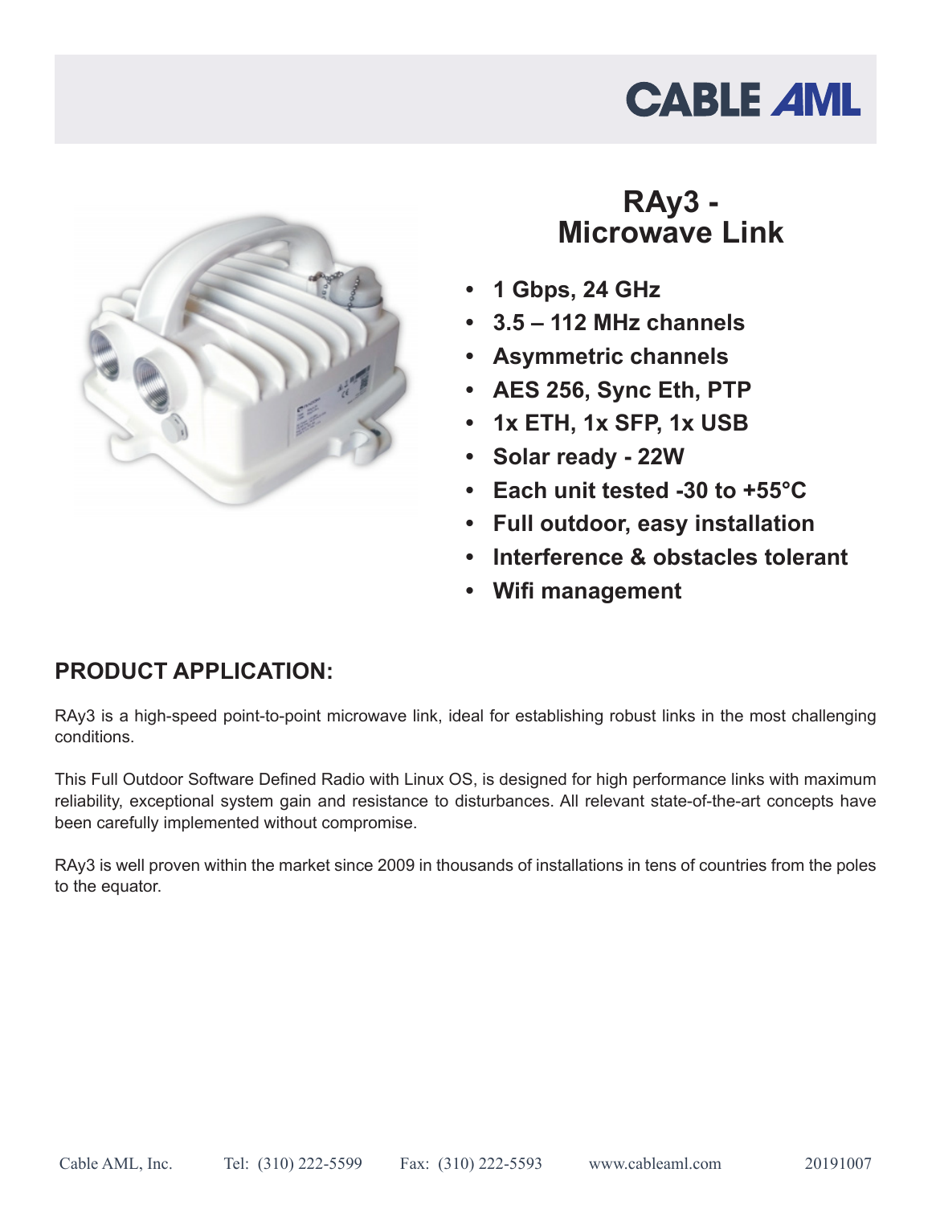CABLE AML

# RAy3 - Microwave Link

- **1 Gbps, 24 GHz**
- **3.5 – 112 MHz channels**
- **Asymmetric channels**
- **AES 256, Sync Eth, PTP**
- **1x ETH, 1x SFP, 1x USB**
- **Solar ready - 22W**
- **Each unit tested -30 to +55°C**
- **Full outdoor, easy installation**
- **Interference & obstacles tolerant**
- **Wifi management**

## PRODUCT APPLICATION:

RAy3 is a high-speed point-to-point microwave link, ideal for establishing robust links in the most challenging conditions.

This Full Outdoor Software Defined Radio with Linux OS, is designed for high performance links with maximum reliability, exceptional system gain and resistance to disturbances. All relevant state-of-the-art concepts have been carefully implemented without compromise.

RAy3 is well proven within the market since 2009 in thousands of installations in tens of countries from the poles to the equator.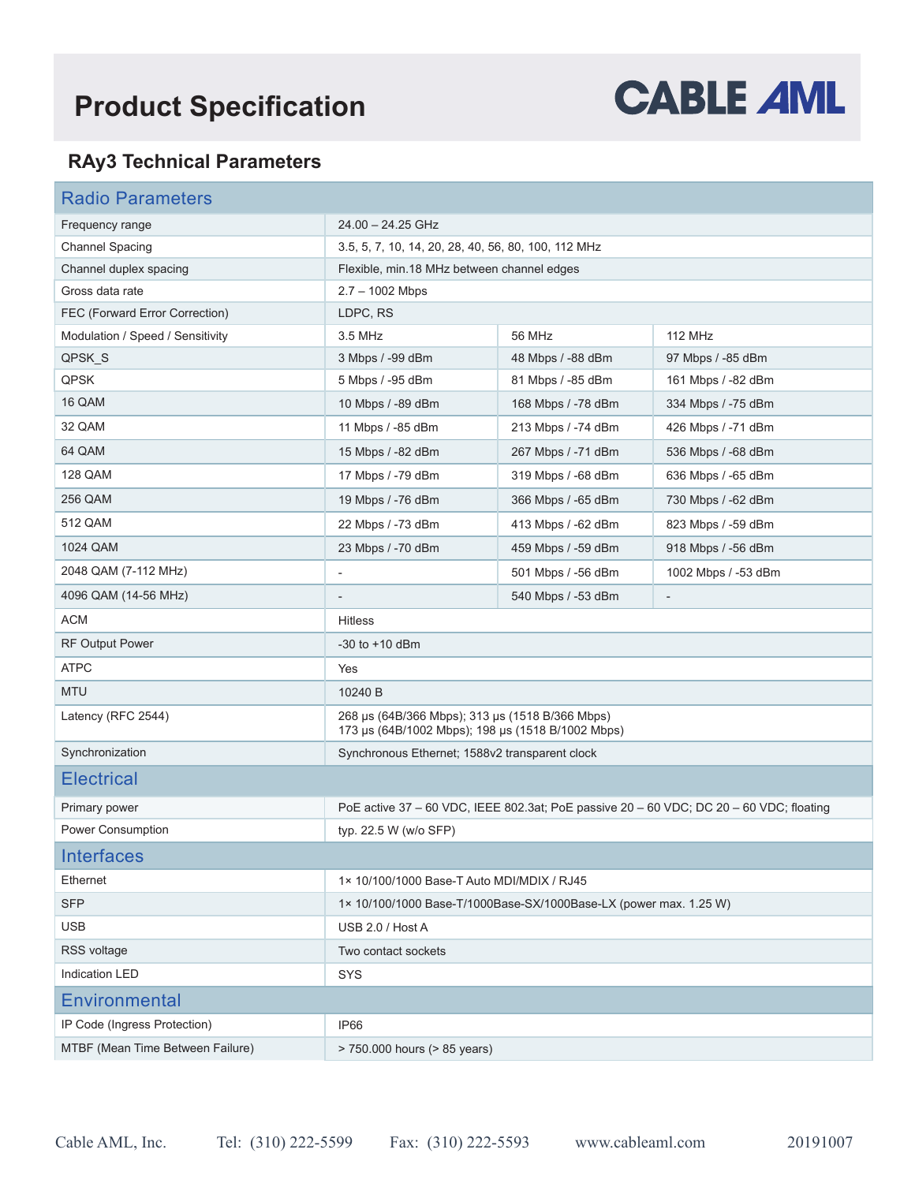# Product Specification

CABLE AML

## RAy3 Technical Parameters

| Radio Parameters | | | |
|---|---|---|---|
| Frequency range | 24.00 – 24.25 GHz | | |
| Channel Spacing | 3.5, 5, 7, 10, 14, 20, 28, 40, 56, 80, 100, 112 MHz | | |
| Channel duplex spacing | Flexible, min.18 MHz between channel edges | | |
| Gross data rate | 2.7 – 1002 Mbps | | |
| FEC (Forward Error Correction) | LDPC, RS | | |
| Modulation / Speed / Sensitivity | 3.5 MHz | 56 MHz | 112 MHz |
| QPSK_S | 3 Mbps / -99 dBm | 48 Mbps / -88 dBm | 97 Mbps / -85 dBm |
| QPSK | 5 Mbps / -95 dBm | 81 Mbps / -85 dBm | 161 Mbps / -82 dBm |
| 16 QAM | 10 Mbps / -89 dBm | 168 Mbps / -78 dBm | 334 Mbps / -75 dBm |
| 32 QAM | 11 Mbps / -85 dBm | 213 Mbps / -74 dBm | 426 Mbps / -71 dBm |
| 64 QAM | 15 Mbps / -82 dBm | 267 Mbps / -71 dBm | 536 Mbps / -68 dBm |
| 128 QAM | 17 Mbps / -79 dBm | 319 Mbps / -68 dBm | 636 Mbps / -65 dBm |
| 256 QAM | 19 Mbps / -76 dBm | 366 Mbps / -65 dBm | 730 Mbps / -62 dBm |
| 512 QAM | 22 Mbps / -73 dBm | 413 Mbps / -62 dBm | 823 Mbps / -59 dBm |
| 1024 QAM | 23 Mbps / -70 dBm | 459 Mbps / -59 dBm | 918 Mbps / -56 dBm |
| 2048 QAM (7-112 MHz) | - | 501 Mbps / -56 dBm | 1002 Mbps / -53 dBm |
| 4096 QAM (14-56 MHz) | - | 540 Mbps / -53 dBm | - |
| ACM | Hitless | | |
| RF Output Power | -30 to +10 dBm | | |
| ATPC | Yes | | |
| MTU | 10240 B | | |
| Latency (RFC 2544) | 268 µs (64B/366 Mbps); 313 µs (1518 B/366 Mbps)<br>173 µs (64B/1002 Mbps); 198 µs (1518 B/1002 Mbps) | | |
| Synchronization | Synchronous Ethernet; 1588v2 transparent clock | | |

| Electrical | |
|---|---|
| Primary power | PoE active 37 – 60 VDC, IEEE 802.3at; PoE passive 20 – 60 VDC; DC 20 – 60 VDC; floating |
| Power Consumption | typ. 22.5 W (w/o SFP) |

| Interfaces | |
|---|---|
| Ethernet | 1× 10/100/1000 Base-T Auto MDI/MDIX / RJ45 |
| SFP | 1× 10/100/1000 Base-T/1000Base-SX/1000Base-LX (power max. 1.25 W) |
| USB | USB 2.0 / Host A |
| RSS voltage | Two contact sockets |
| Indication LED | SYS |

| Environmental | |
|---|---|
| IP Code (Ingress Protection) | IP66 |
| MTBF (Mean Time Between Failure) | > 750.000 hours (> 85 years) |

Cable AML, Inc. Tel: (310) 222-5599 Fax: (310) 222-5593 www.cableaml.com 20191007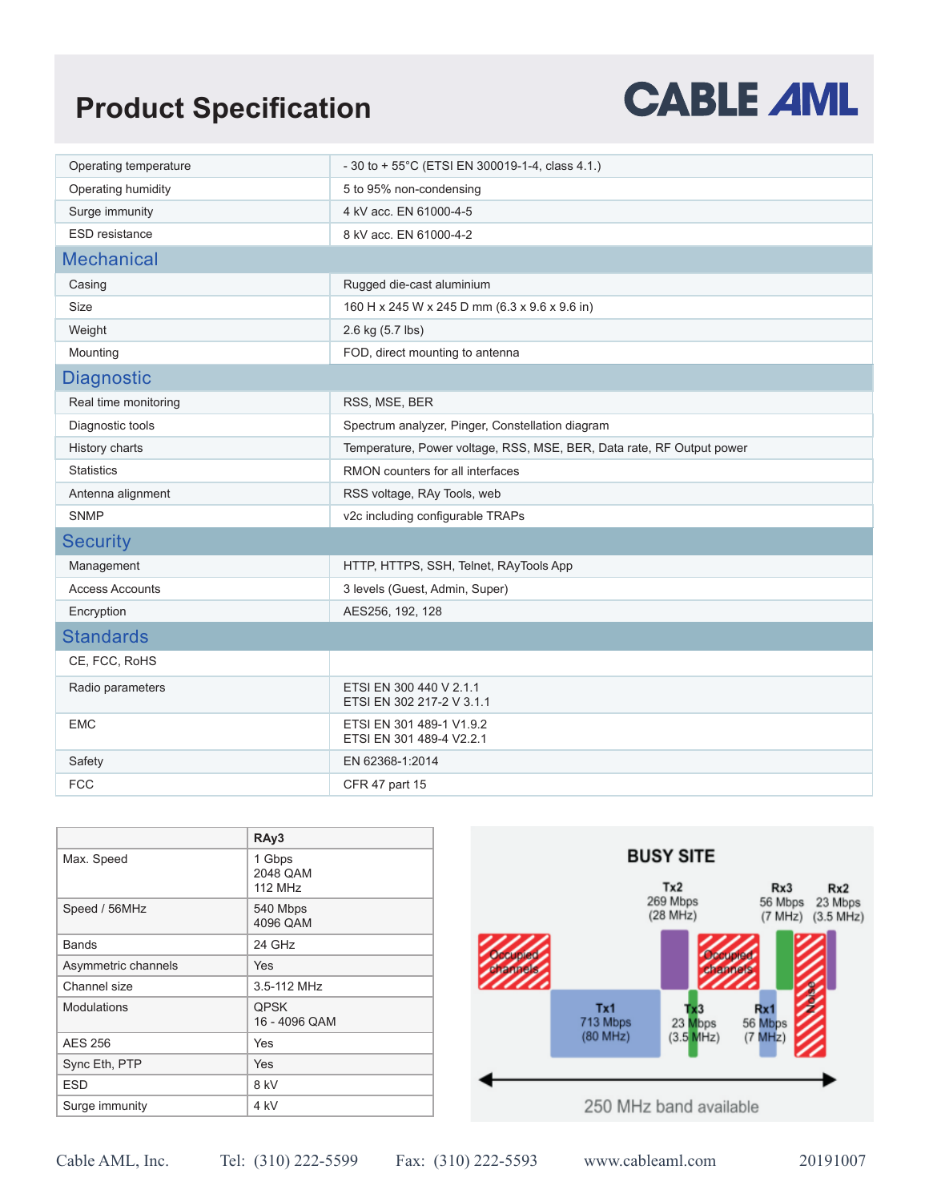# Product Specification

| | |
|---|---|
| Operating temperature | - 30 to + 55°C (ETSI EN 300019-1-4, class 4.1.) |
| Operating humidity | 5 to 95% non-condensing |
| Surge immunity | 4 kV acc. EN 61000-4-5 |
| ESD resistance | 8 kV acc. EN 61000-4-2 |
| **Mechanical** | |
| Casing | Rugged die-cast aluminium |
| Size | 160 H x 245 W x 245 D mm (6.3 x 9.6 x 9.6 in) |
| Weight | 2.6 kg (5.7 lbs) |
| Mounting | FOD, direct mounting to antenna |
| **Diagnostic** | |
| Real time monitoring | RSS, MSE, BER |
| Diagnostic tools | Spectrum analyzer, Pinger, Constellation diagram |
| History charts | Temperature, Power voltage, RSS, MSE, BER, Data rate, RF Output power |
| Statistics | RMON counters for all interfaces |
| Antenna alignment | RSS voltage, RAy Tools, web |
| SNMP | v2c including configurable TRAPs |
| **Security** | |
| Management | HTTP, HTTPS, SSH, Telnet, RAyTools App |
| Access Accounts | 3 levels (Guest, Admin, Super) |
| Encryption | AES256, 192, 128 |
| **Standards** | |
| CE, FCC, RoHS | |
| Radio parameters | ETSI EN 300 440 V 2.1.1<br>ETSI EN 302 217-2 V 3.1.1 |
| EMC | ETSI EN 301 489-1 V1.9.2<br>ETSI EN 301 489-4 V2.2.1 |
| Safety | EN 62368-1:2014 |
| FCC | CFR 47 part 15 |

| | RAy3 |
|---|---|
| Max. Speed | 1 Gbps<br>2048 QAM<br>112 MHz |
| Speed / 56MHz | 540 Mbps<br>4096 QAM |
| Bands | 24 GHz |
| Asymmetric channels | Yes |
| Channel size | 3.5-112 MHz |
| Modulations | QPSK<br>16 - 4096 QAM |
| AES 256 | Yes |
| Sync Eth, PTP | Yes |
| ESD | 8 kV |
| Surge immunity | 4 kV |

BUSY SITE

Tx2 269 Mbps (28 MHz)
Rx3 56 Mbps (7 MHz)
Rx2 23 Mbps (3.5 MHz)
Occupied channels
Occupied channels
Tx1 713 Mbps (80 MHz)
Tx3 23 Mbps (3.5 MHz)
Rx1 56 Mbps (7 MHz)
Noise
250 MHz band available

Cable AML, Inc. Tel: (310) 222-5599 Fax: (310) 222-5593 www.cableaml.com 20191007